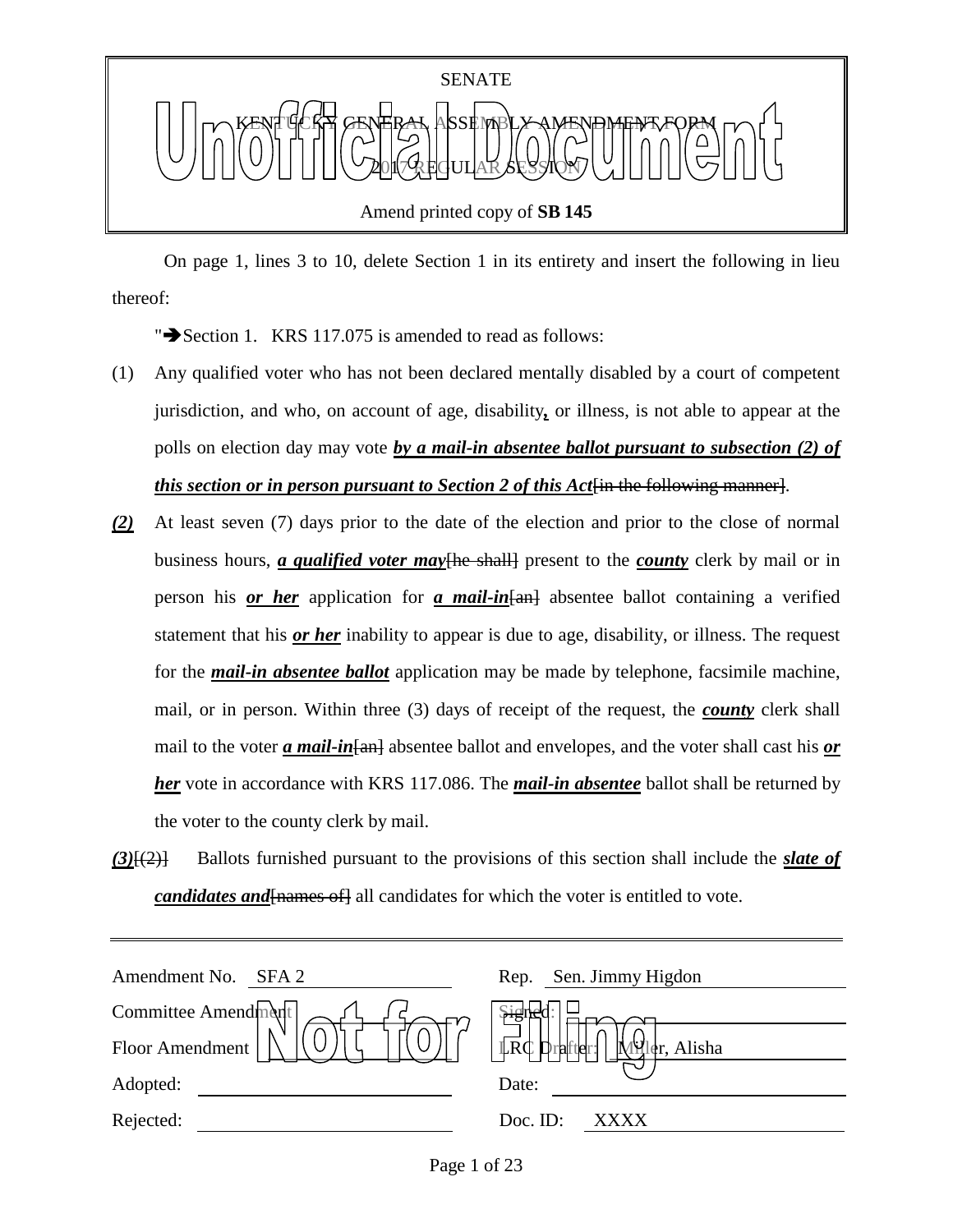SENATE

KENTUCKY GENERAL ASSEMBLY AMENDMENT FORM

2017 REGULAR SESSION

Amend printed copy of **SB 145**

Unofficial Document

On page 1, lines 3 to 10, delete Section 1 in its entirety and insert the following in lieu thereof:

"➔Section 1. KRS 117.075 is amended to read as follows:

(1) Any qualified voter who has not been declared mentally disabled by a court of competent jurisdiction, and who, on account of age, disability**,** or illness, is not able to appear at the polls on election day may vote ***by a mail-in absentee ballot pursuant to subsection (2) of this section or in person pursuant to Section 2 of this Act***~~[in the following manner]~~.

***(2)*** At least seven (7) days prior to the date of the election and prior to the close of normal business hours, ***a qualified voter may***~~[he shall]~~ present to the ***county*** clerk by mail or in person his ***or her*** application for ***a mail-in***~~[an]~~ absentee ballot containing a verified statement that his ***or her*** inability to appear is due to age, disability, or illness. The request for the ***mail-in absentee ballot*** application may be made by telephone, facsimile machine, mail, or in person. Within three (3) days of receipt of the request, the ***county*** clerk shall mail to the voter ***a mail-in***~~[an]~~ absentee ballot and envelopes, and the voter shall cast his ***or her*** vote in accordance with KRS 117.086. The ***mail-in absentee*** ballot shall be returned by the voter to the county clerk by mail.

***(3)***~~[(2)]~~ Ballots furnished pursuant to the provisions of this section shall include the ***slate of candidates and***~~[names of]~~ all candidates for which the voter is entitled to vote.

---

| | | | |
|---|---|---|---|
| Amendment No. | SFA 2 | Rep. | Sen. Jimmy Higdon |
| Committee Amendment | | Signed: | |
| Floor Amendment | | LRC Drafter: | Miller, Alisha |
| Adopted: | | Date: | |
| Rejected: | | Doc. ID: | XXXX |

Not for Filing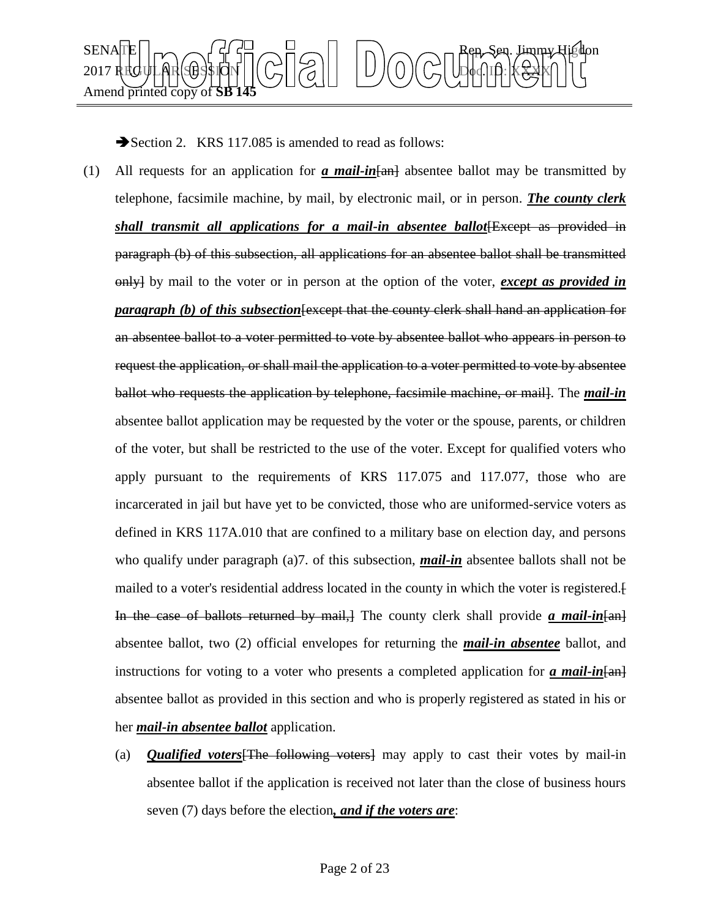➔Section 2. KRS 117.085 is amended to read as follows:

(1) All requests for an application for ***a mail-in***~~[an]~~ absentee ballot may be transmitted by telephone, facsimile machine, by mail, by electronic mail, or in person. ***The county clerk shall transmit all applications for a mail-in absentee ballot***~~[Except as provided in paragraph (b) of this subsection, all applications for an absentee ballot shall be transmitted only]~~ by mail to the voter or in person at the option of the voter, ***except as provided in paragraph (b) of this subsection***~~[except that the county clerk shall hand an application for an absentee ballot to a voter permitted to vote by absentee ballot who appears in person to request the application, or shall mail the application to a voter permitted to vote by absentee ballot who requests the application by telephone, facsimile machine, or mail]~~. The ***mail-in*** absentee ballot application may be requested by the voter or the spouse, parents, or children of the voter, but shall be restricted to the use of the voter. Except for qualified voters who apply pursuant to the requirements of KRS 117.075 and 117.077, those who are incarcerated in jail but have yet to be convicted, those who are uniformed-service voters as defined in KRS 117A.010 that are confined to a military base on election day, and persons who qualify under paragraph (a)7. of this subsection, ***mail-in*** absentee ballots shall not be mailed to a voter's residential address located in the county in which the voter is registered.~~[ In the case of ballots returned by mail,]~~ The county clerk shall provide ***a mail-in***~~[an]~~ absentee ballot, two (2) official envelopes for returning the ***mail-in absentee*** ballot, and instructions for voting to a voter who presents a completed application for ***a mail-in***~~[an]~~ absentee ballot as provided in this section and who is properly registered as stated in his or her ***mail-in absentee ballot*** application.

   (a) ***Qualified voters***~~[The following voters]~~ may apply to cast their votes by mail-in absentee ballot if the application is received not later than the close of business hours seven (7) days before the election***, and if the voters are***: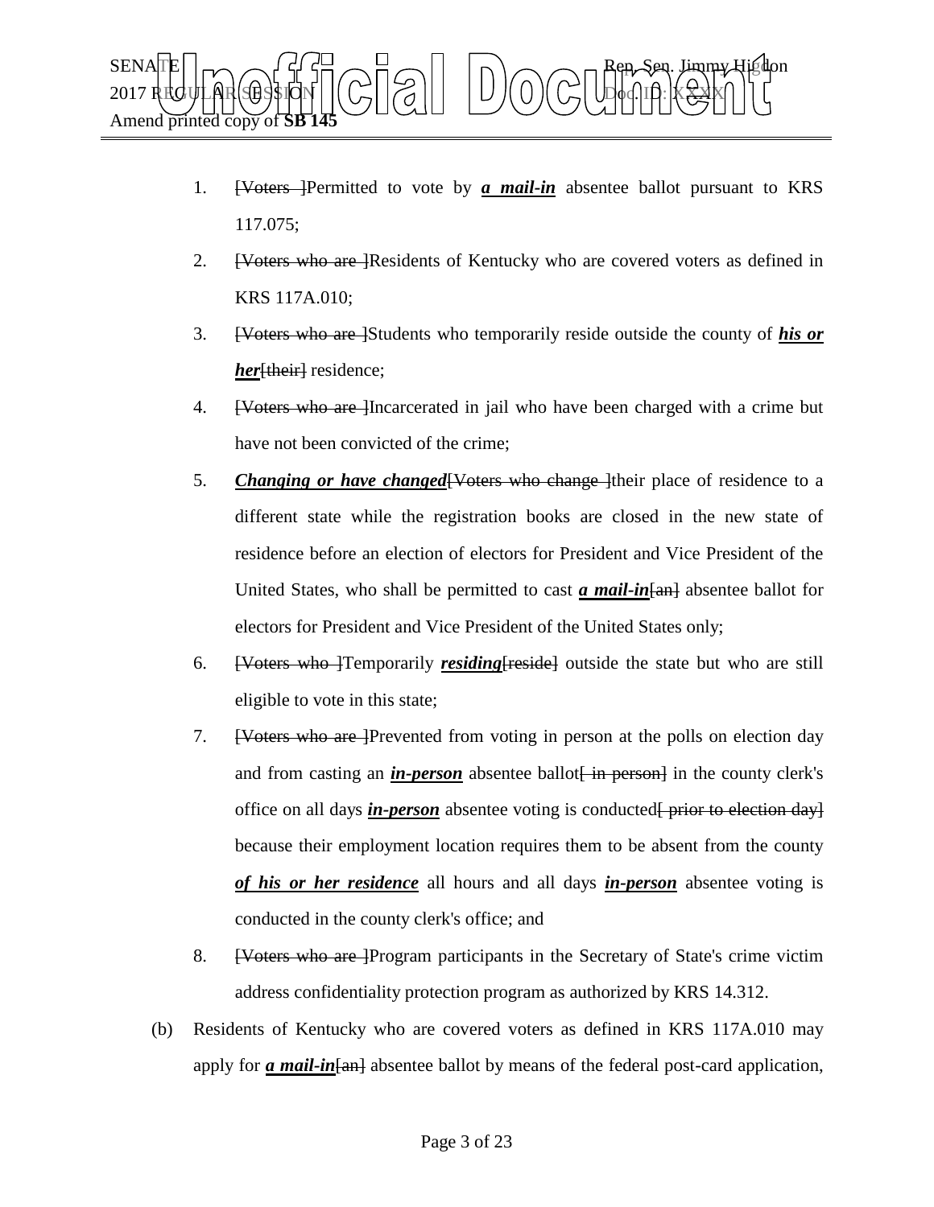1. [Voters ]Permitted to vote by ***a mail-in*** absentee ballot pursuant to KRS 117.075;
2. [Voters who are ]Residents of Kentucky who are covered voters as defined in KRS 117A.010;
3. [Voters who are ]Students who temporarily reside outside the county of ***his or her***[their] residence;
4. [Voters who are ]Incarcerated in jail who have been charged with a crime but have not been convicted of the crime;
5. ***Changing or have changed***[Voters who change ]their place of residence to a different state while the registration books are closed in the new state of residence before an election of electors for President and Vice President of the United States, who shall be permitted to cast ***a mail-in***[an] absentee ballot for electors for President and Vice President of the United States only;
6. [Voters who ]Temporarily ***residing***[reside] outside the state but who are still eligible to vote in this state;
7. [Voters who are ]Prevented from voting in person at the polls on election day and from casting an ***in-person*** absentee ballot[ in person] in the county clerk's office on all days ***in-person*** absentee voting is conducted[ prior to election day] because their employment location requires them to be absent from the county ***of his or her residence*** all hours and all days ***in-person*** absentee voting is conducted in the county clerk's office; and
8. [Voters who are ]Program participants in the Secretary of State's crime victim address confidentiality protection program as authorized by KRS 14.312.

(b) Residents of Kentucky who are covered voters as defined in KRS 117A.010 may apply for ***a mail-in***[an] absentee ballot by means of the federal post-card application,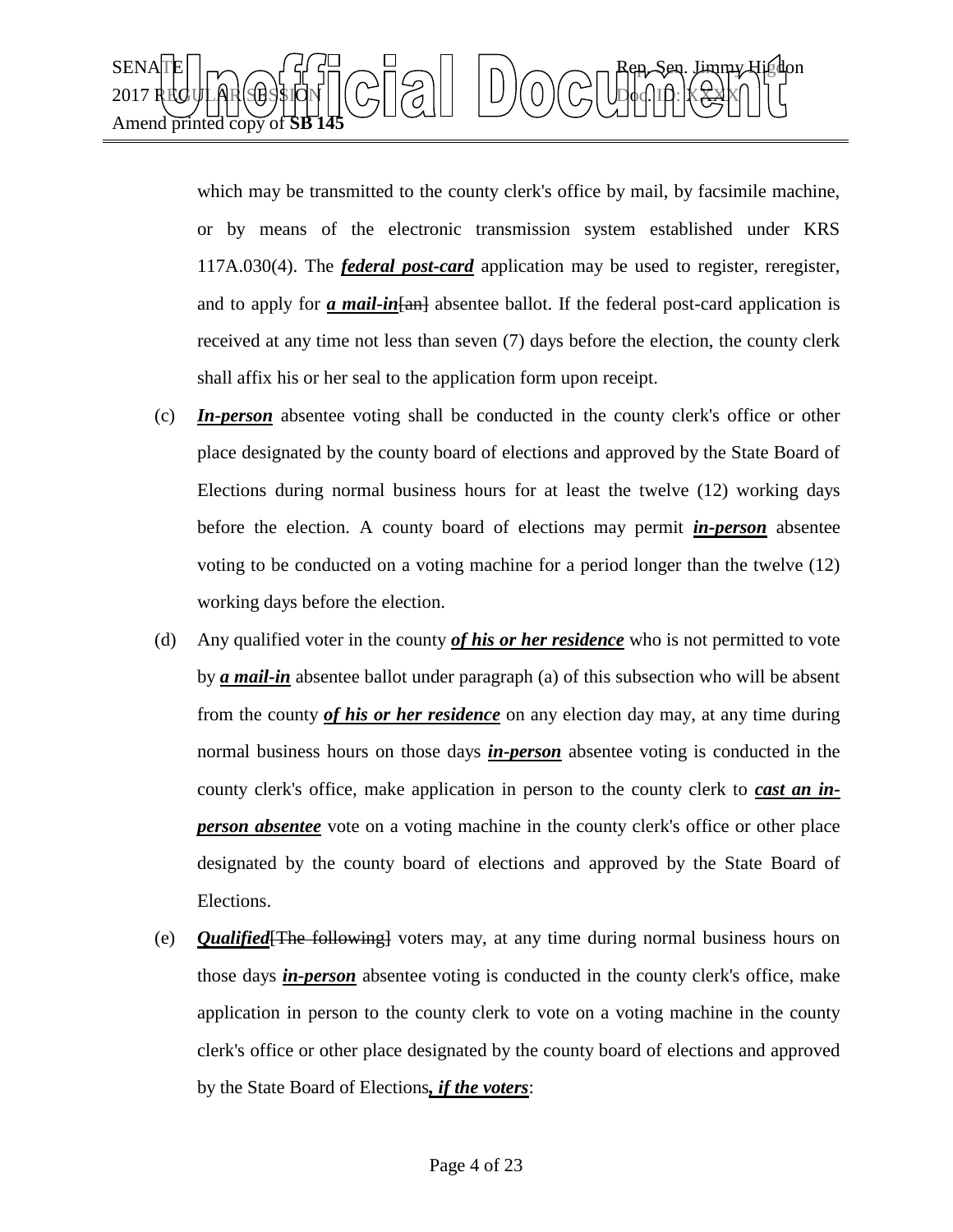which may be transmitted to the county clerk's office by mail, by facsimile machine, or by means of the electronic transmission system established under KRS 117A.030(4). The ***federal post-card*** application may be used to register, reregister, and to apply for ***a mail-in***[an] absentee ballot. If the federal post-card application is received at any time not less than seven (7) days before the election, the county clerk shall affix his or her seal to the application form upon receipt.

(c) ***In-person*** absentee voting shall be conducted in the county clerk's office or other place designated by the county board of elections and approved by the State Board of Elections during normal business hours for at least the twelve (12) working days before the election. A county board of elections may permit ***in-person*** absentee voting to be conducted on a voting machine for a period longer than the twelve (12) working days before the election.

(d) Any qualified voter in the county ***of his or her residence*** who is not permitted to vote by ***a mail-in*** absentee ballot under paragraph (a) of this subsection who will be absent from the county ***of his or her residence*** on any election day may, at any time during normal business hours on those days ***in-person*** absentee voting is conducted in the county clerk's office, make application in person to the county clerk to ***cast an in-person absentee*** vote on a voting machine in the county clerk's office or other place designated by the county board of elections and approved by the State Board of Elections.

(e) ***Qualified***[The following] voters may, at any time during normal business hours on those days ***in-person*** absentee voting is conducted in the county clerk's office, make application in person to the county clerk to vote on a voting machine in the county clerk's office or other place designated by the county board of elections and approved by the State Board of Elections***, if the voters***: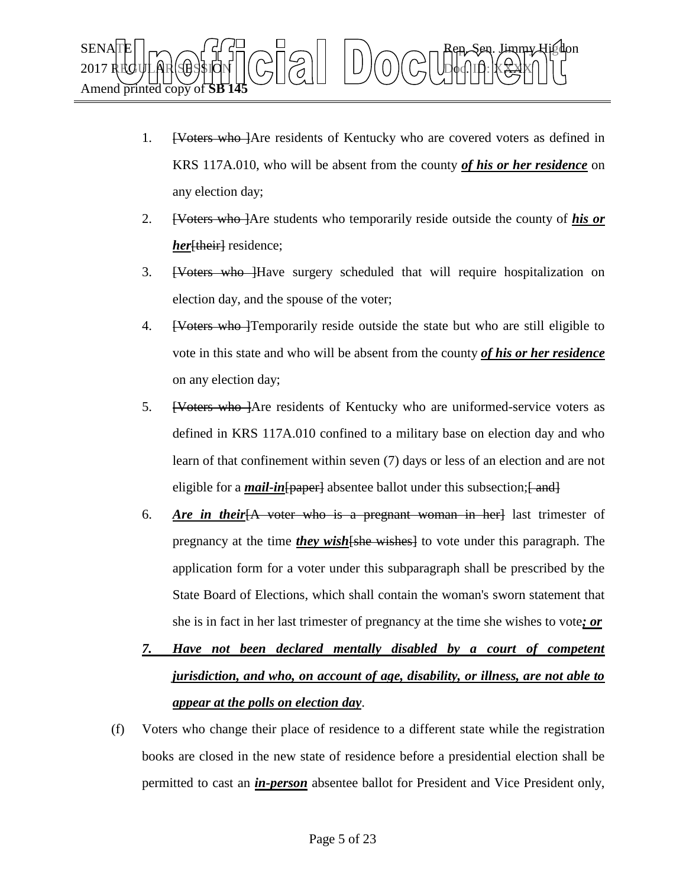1. [Voters who ]Are residents of Kentucky who are covered voters as defined in KRS 117A.010, who will be absent from the county ***of his or her residence*** on any election day;

2. [Voters who ]Are students who temporarily reside outside the county of ***his or her***[their] residence;

3. [Voters who ]Have surgery scheduled that will require hospitalization on election day, and the spouse of the voter;

4. [Voters who ]Temporarily reside outside the state but who are still eligible to vote in this state and who will be absent from the county ***of his or her residence*** on any election day;

5. [Voters who ]Are residents of Kentucky who are uniformed-service voters as defined in KRS 117A.010 confined to a military base on election day and who learn of that confinement within seven (7) days or less of an election and are not eligible for a ***mail-in***[paper] absentee ballot under this subsection;[ and]

6. ***Are in their***[A voter who is a pregnant woman in her] last trimester of pregnancy at the time ***they wish***[she wishes] to vote under this paragraph. The application form for a voter under this subparagraph shall be prescribed by the State Board of Elections, which shall contain the woman's sworn statement that she is in fact in her last trimester of pregnancy at the time she wishes to vote***; or***

***7. Have not been declared mentally disabled by a court of competent jurisdiction, and who, on account of age, disability, or illness, are not able to appear at the polls on election day***.

(f) Voters who change their place of residence to a different state while the registration books are closed in the new state of residence before a presidential election shall be permitted to cast an ***in-person*** absentee ballot for President and Vice President only,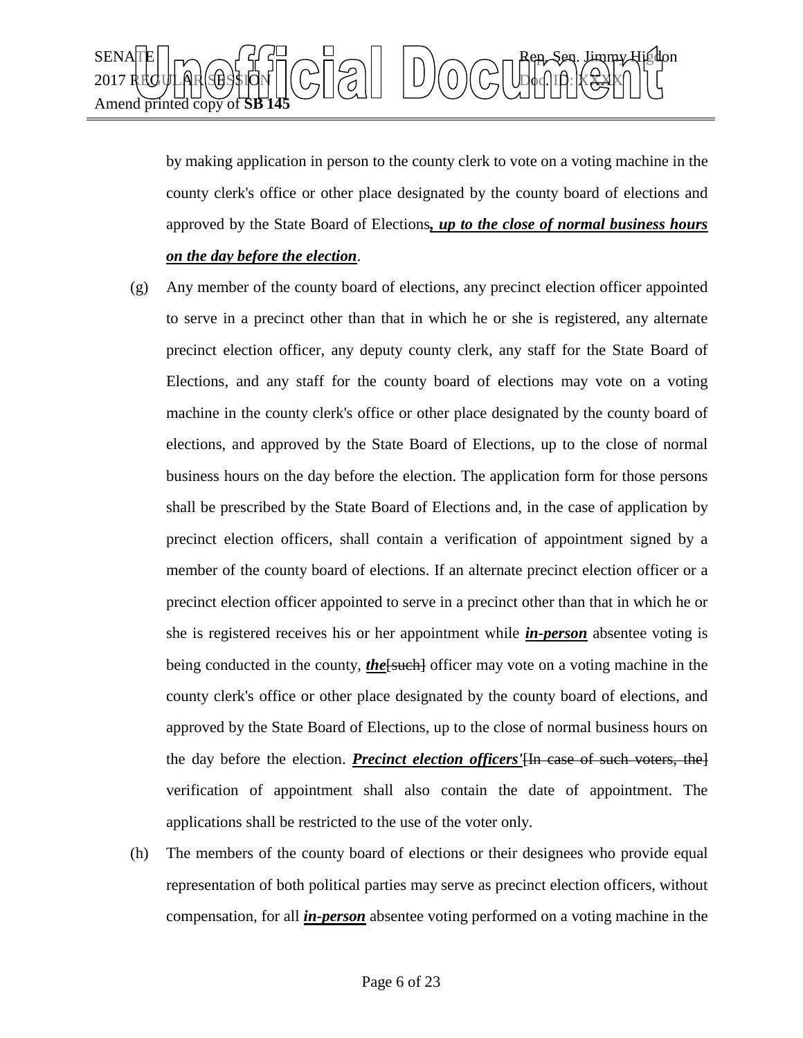by making application in person to the county clerk to vote on a voting machine in the county clerk's office or other place designated by the county board of elections and approved by the State Board of Elections***, up to the close of normal business hours on the day before the election***.

(g) Any member of the county board of elections, any precinct election officer appointed to serve in a precinct other than that in which he or she is registered, any alternate precinct election officer, any deputy county clerk, any staff for the State Board of Elections, and any staff for the county board of elections may vote on a voting machine in the county clerk's office or other place designated by the county board of elections, and approved by the State Board of Elections, up to the close of normal business hours on the day before the election. The application form for those persons shall be prescribed by the State Board of Elections and, in the case of application by precinct election officers, shall contain a verification of appointment signed by a member of the county board of elections. If an alternate precinct election officer or a precinct election officer appointed to serve in a precinct other than that in which he or she is registered receives his or her appointment while ***in-person*** absentee voting is being conducted in the county, ***the***~~[such]~~ officer may vote on a voting machine in the county clerk's office or other place designated by the county board of elections, and approved by the State Board of Elections, up to the close of normal business hours on the day before the election. ***Precinct election officers'***~~[In case of such voters, the]~~ verification of appointment shall also contain the date of appointment. The applications shall be restricted to the use of the voter only.

(h) The members of the county board of elections or their designees who provide equal representation of both political parties may serve as precinct election officers, without compensation, for all ***in-person*** absentee voting performed on a voting machine in the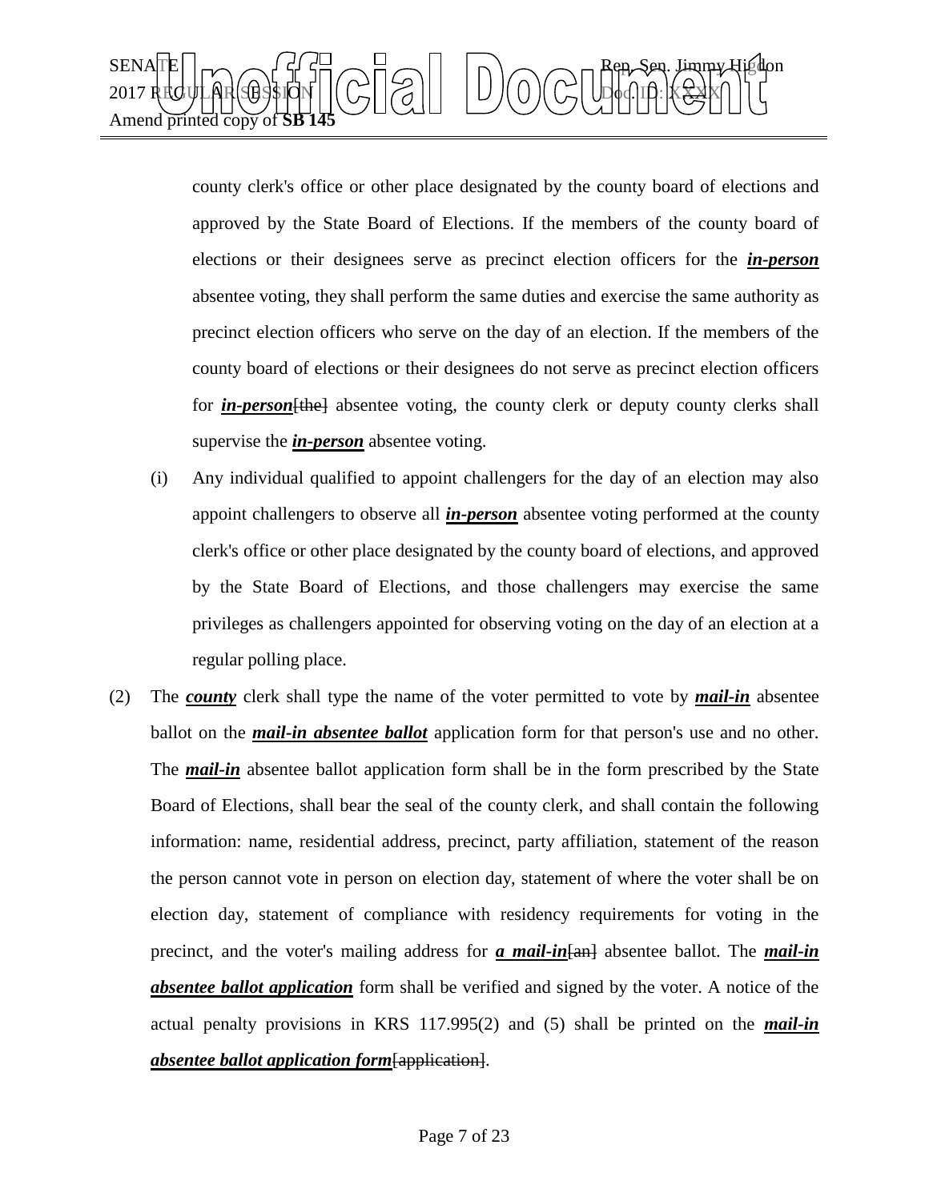county clerk's office or other place designated by the county board of elections and approved by the State Board of Elections. If the members of the county board of elections or their designees serve as precinct election officers for the ***in-person*** absentee voting, they shall perform the same duties and exercise the same authority as precinct election officers who serve on the day of an election. If the members of the county board of elections or their designees do not serve as precinct election officers for ***in-person***[the] absentee voting, the county clerk or deputy county clerks shall supervise the ***in-person*** absentee voting.

(i) Any individual qualified to appoint challengers for the day of an election may also appoint challengers to observe all ***in-person*** absentee voting performed at the county clerk's office or other place designated by the county board of elections, and approved by the State Board of Elections, and those challengers may exercise the same privileges as challengers appointed for observing voting on the day of an election at a regular polling place.

(2) The ***county*** clerk shall type the name of the voter permitted to vote by ***mail-in*** absentee ballot on the ***mail-in absentee ballot*** application form for that person's use and no other. The ***mail-in*** absentee ballot application form shall be in the form prescribed by the State Board of Elections, shall bear the seal of the county clerk, and shall contain the following information: name, residential address, precinct, party affiliation, statement of the reason the person cannot vote in person on election day, statement of where the voter shall be on election day, statement of compliance with residency requirements for voting in the precinct, and the voter's mailing address for ***a mail-in***[an] absentee ballot. The ***mail-in absentee ballot application*** form shall be verified and signed by the voter. A notice of the actual penalty provisions in KRS 117.995(2) and (5) shall be printed on the ***mail-in absentee ballot application form***[application].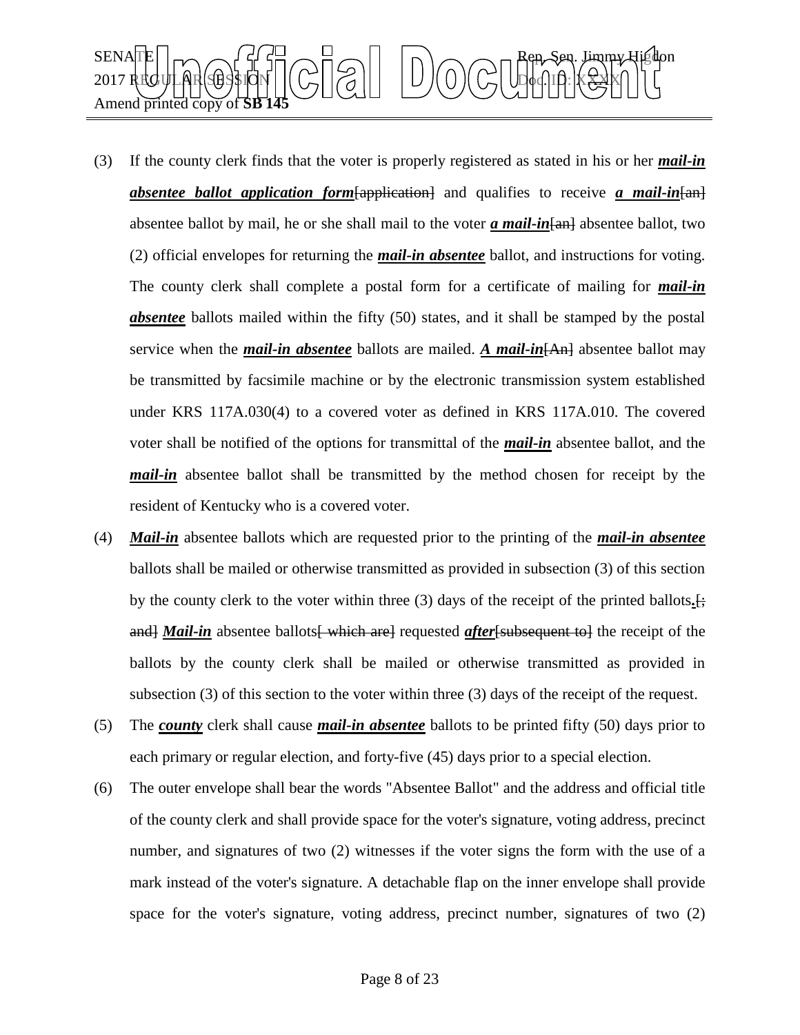(3) If the county clerk finds that the voter is properly registered as stated in his or her ***mail-in absentee ballot application form***~~[application]~~ and qualifies to receive ***a mail-in***~~[an]~~ absentee ballot by mail, he or she shall mail to the voter ***a mail-in***~~[an]~~ absentee ballot, two (2) official envelopes for returning the ***mail-in absentee*** ballot, and instructions for voting. The county clerk shall complete a postal form for a certificate of mailing for ***mail-in absentee*** ballots mailed within the fifty (50) states, and it shall be stamped by the postal service when the ***mail-in absentee*** ballots are mailed. ***A mail-in***~~[An]~~ absentee ballot may be transmitted by facsimile machine or by the electronic transmission system established under KRS 117A.030(4) to a covered voter as defined in KRS 117A.010. The covered voter shall be notified of the options for transmittal of the ***mail-in*** absentee ballot, and the ***mail-in*** absentee ballot shall be transmitted by the method chosen for receipt by the resident of Kentucky who is a covered voter.

(4) ***Mail-in*** absentee ballots which are requested prior to the printing of the ***mail-in absentee*** ballots shall be mailed or otherwise transmitted as provided in subsection (3) of this section by the county clerk to the voter within three (3) days of the receipt of the printed ballots***.***~~[; and]~~ ***Mail-in*** absentee ballots~~[ which are]~~ requested ***after***~~[subsequent to]~~ the receipt of the ballots by the county clerk shall be mailed or otherwise transmitted as provided in subsection (3) of this section to the voter within three (3) days of the receipt of the request.

(5) The ***county*** clerk shall cause ***mail-in absentee*** ballots to be printed fifty (50) days prior to each primary or regular election, and forty-five (45) days prior to a special election.

(6) The outer envelope shall bear the words "Absentee Ballot" and the address and official title of the county clerk and shall provide space for the voter's signature, voting address, precinct number, and signatures of two (2) witnesses if the voter signs the form with the use of a mark instead of the voter's signature. A detachable flap on the inner envelope shall provide space for the voter's signature, voting address, precinct number, signatures of two (2)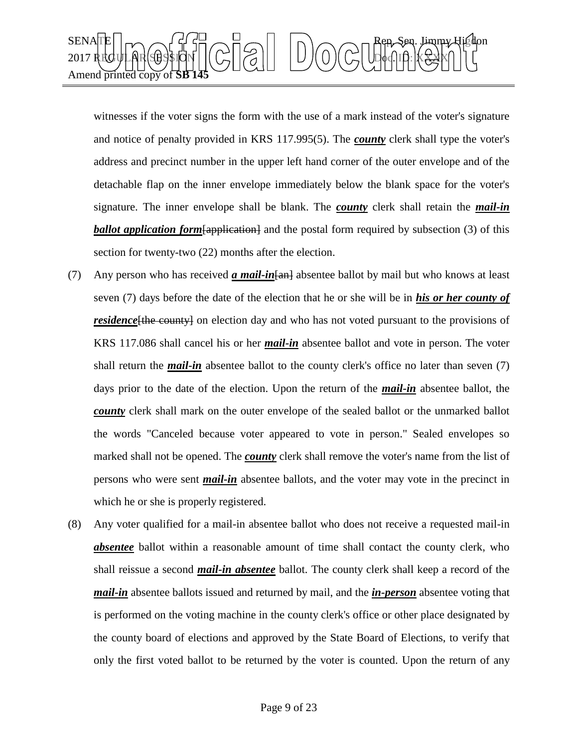witnesses if the voter signs the form with the use of a mark instead of the voter's signature and notice of penalty provided in KRS 117.995(5). The ***county*** clerk shall type the voter's address and precinct number in the upper left hand corner of the outer envelope and of the detachable flap on the inner envelope immediately below the blank space for the voter's signature. The inner envelope shall be blank. The ***county*** clerk shall retain the ***mail-in ballot application form***~~[application]~~ and the postal form required by subsection (3) of this section for twenty-two (22) months after the election.

(7) Any person who has received ***a mail-in***~~[an]~~ absentee ballot by mail but who knows at least seven (7) days before the date of the election that he or she will be in ***his or her county of residence***~~[the county]~~ on election day and who has not voted pursuant to the provisions of KRS 117.086 shall cancel his or her ***mail-in*** absentee ballot and vote in person. The voter shall return the ***mail-in*** absentee ballot to the county clerk's office no later than seven (7) days prior to the date of the election. Upon the return of the ***mail-in*** absentee ballot, the ***county*** clerk shall mark on the outer envelope of the sealed ballot or the unmarked ballot the words "Canceled because voter appeared to vote in person." Sealed envelopes so marked shall not be opened. The ***county*** clerk shall remove the voter's name from the list of persons who were sent ***mail-in*** absentee ballots, and the voter may vote in the precinct in which he or she is properly registered.

(8) Any voter qualified for a mail-in absentee ballot who does not receive a requested mail-in ***absentee*** ballot within a reasonable amount of time shall contact the county clerk, who shall reissue a second ***mail-in absentee*** ballot. The county clerk shall keep a record of the ***mail-in*** absentee ballots issued and returned by mail, and the ***in-person*** absentee voting that is performed on the voting machine in the county clerk's office or other place designated by the county board of elections and approved by the State Board of Elections, to verify that only the first voted ballot to be returned by the voter is counted. Upon the return of any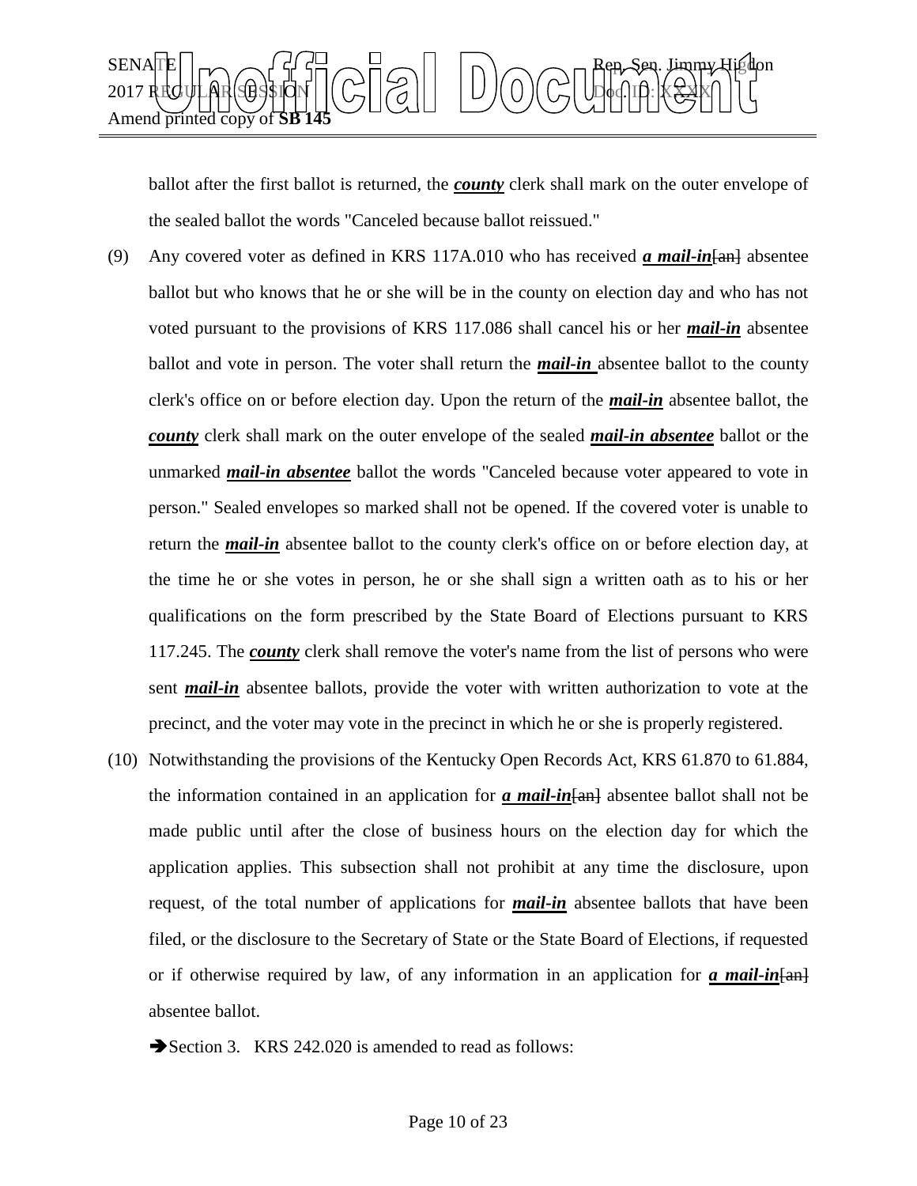ballot after the first ballot is returned, the ***county*** clerk shall mark on the outer envelope of the sealed ballot the words "Canceled because ballot reissued."

(9) Any covered voter as defined in KRS 117A.010 who has received ***a mail-in***~~[an]~~ absentee ballot but who knows that he or she will be in the county on election day and who has not voted pursuant to the provisions of KRS 117.086 shall cancel his or her ***mail-in*** absentee ballot and vote in person. The voter shall return the ***mail-in*** absentee ballot to the county clerk's office on or before election day. Upon the return of the ***mail-in*** absentee ballot, the ***county*** clerk shall mark on the outer envelope of the sealed ***mail-in absentee*** ballot or the unmarked ***mail-in absentee*** ballot the words "Canceled because voter appeared to vote in person." Sealed envelopes so marked shall not be opened. If the covered voter is unable to return the ***mail-in*** absentee ballot to the county clerk's office on or before election day, at the time he or she votes in person, he or she shall sign a written oath as to his or her qualifications on the form prescribed by the State Board of Elections pursuant to KRS 117.245. The ***county*** clerk shall remove the voter's name from the list of persons who were sent ***mail-in*** absentee ballots, provide the voter with written authorization to vote at the precinct, and the voter may vote in the precinct in which he or she is properly registered.

(10) Notwithstanding the provisions of the Kentucky Open Records Act, KRS 61.870 to 61.884, the information contained in an application for ***a mail-in***~~[an]~~ absentee ballot shall not be made public until after the close of business hours on the election day for which the application applies. This subsection shall not prohibit at any time the disclosure, upon request, of the total number of applications for ***mail-in*** absentee ballots that have been filed, or the disclosure to the Secretary of State or the State Board of Elections, if requested or if otherwise required by law, of any information in an application for ***a mail-in***~~[an]~~ absentee ballot.

➔Section 3. KRS 242.020 is amended to read as follows: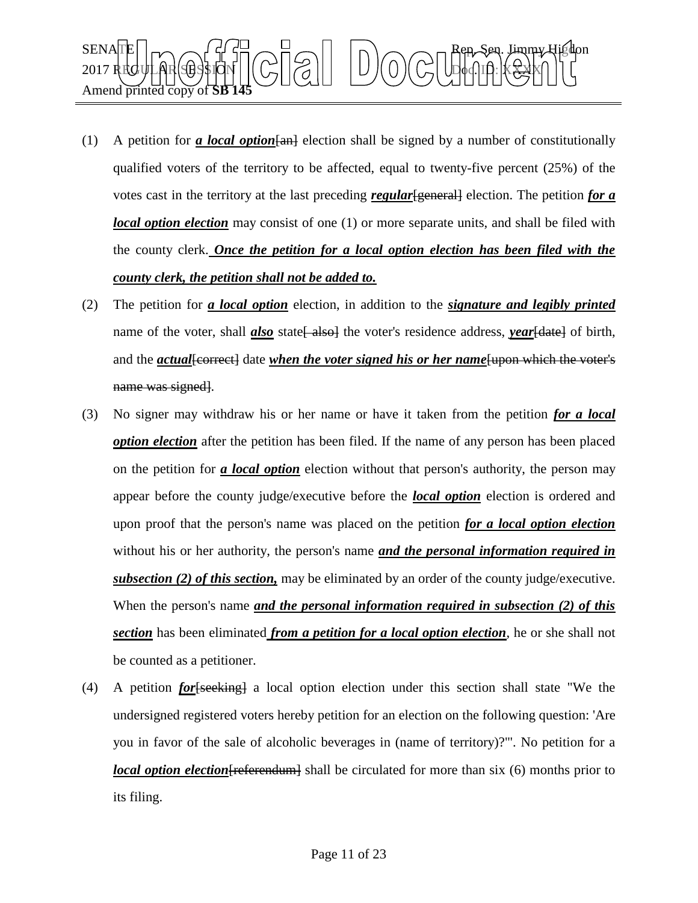(1) A petition for ***a local option***[an] election shall be signed by a number of constitutionally qualified voters of the territory to be affected, equal to twenty-five percent (25%) of the votes cast in the territory at the last preceding ***regular***[general] election. The petition ***for a local option election*** may consist of one (1) or more separate units, and shall be filed with the county clerk. ***Once the petition for a local option election has been filed with the county clerk, the petition shall not be added to.***

(2) The petition for ***a local option*** election, in addition to the ***signature and legibly printed*** name of the voter, shall ***also*** state[ also] the voter's residence address, ***year***[date] of birth, and the ***actual***[correct] date ***when the voter signed his or her name***[upon which the voter's name was signed].

(3) No signer may withdraw his or her name or have it taken from the petition ***for a local option election*** after the petition has been filed. If the name of any person has been placed on the petition for ***a local option*** election without that person's authority, the person may appear before the county judge/executive before the ***local option*** election is ordered and upon proof that the person's name was placed on the petition ***for a local option election*** without his or her authority, the person's name ***and the personal information required in subsection (2) of this section,*** may be eliminated by an order of the county judge/executive. When the person's name ***and the personal information required in subsection (2) of this section*** has been eliminated ***from a petition for a local option election***, he or she shall not be counted as a petitioner.

(4) A petition ***for***[seeking] a local option election under this section shall state "We the undersigned registered voters hereby petition for an election on the following question: 'Are you in favor of the sale of alcoholic beverages in (name of territory)?'". No petition for a ***local option election***[referendum] shall be circulated for more than six (6) months prior to its filing.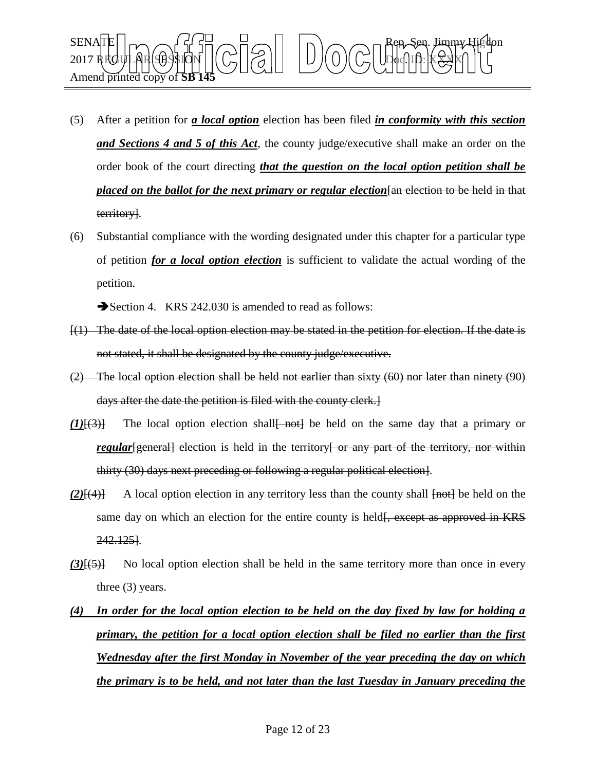(5) After a petition for ***a local option*** election has been filed ***in conformity with this section and Sections 4 and 5 of this Act***, the county judge/executive shall make an order on the order book of the court directing ***that the question on the local option petition shall be placed on the ballot for the next primary or regular election***~~[an election to be held in that territory]~~.

(6) Substantial compliance with the wording designated under this chapter for a particular type of petition ***for a local option election*** is sufficient to validate the actual wording of the petition.

➔Section 4. KRS 242.030 is amended to read as follows:

~~[(1) The date of the local option election may be stated in the petition for election. If the date is not stated, it shall be designated by the county judge/executive.~~

~~(2) The local option election shall be held not earlier than sixty (60) nor later than ninety (90) days after the date the petition is filed with the county clerk.]~~

***(1)***~~[(3)]~~ The local option election shall~~[ not]~~ be held on the same day that a primary or ***regular***~~[general]~~ election is held in the territory~~[ or any part of the territory, nor within thirty (30) days next preceding or following a regular political election]~~.

***(2)***~~[(4)]~~ A local option election in any territory less than the county shall ~~[not]~~ be held on the same day on which an election for the entire county is held~~[, except as approved in KRS 242.125]~~.

***(3)***~~[(5)]~~ No local option election shall be held in the same territory more than once in every three (3) years.

***(4) In order for the local option election to be held on the day fixed by law for holding a primary, the petition for a local option election shall be filed no earlier than the first Wednesday after the first Monday in November of the year preceding the day on which the primary is to be held, and not later than the last Tuesday in January preceding the***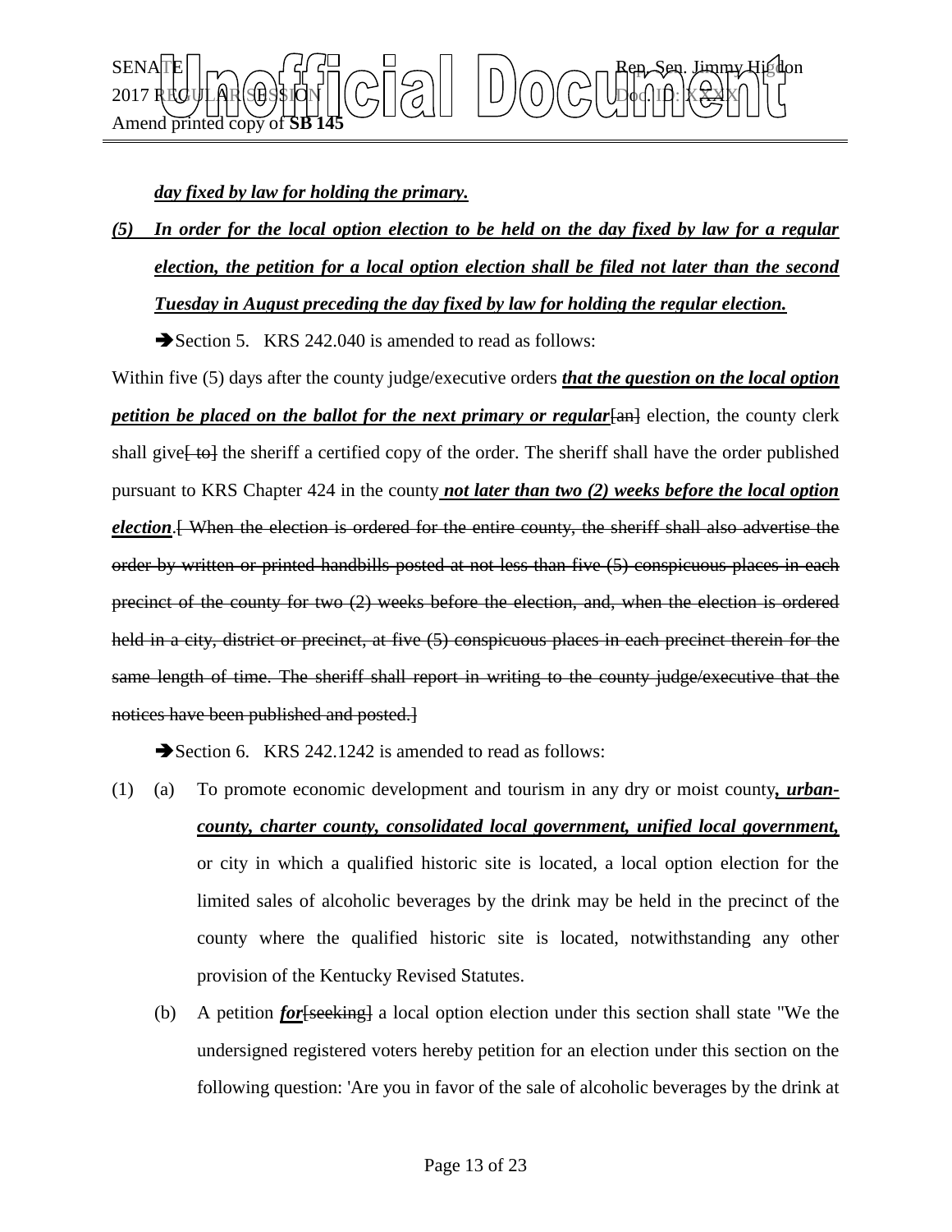***day fixed by law for holding the primary.***

***(5) In order for the local option election to be held on the day fixed by law for a regular election, the petition for a local option election shall be filed not later than the second Tuesday in August preceding the day fixed by law for holding the regular election.***

➔Section 5. KRS 242.040 is amended to read as follows:

Within five (5) days after the county judge/executive orders ***that the question on the local option petition be placed on the ballot for the next primary or regular***[an] election, the county clerk shall give[ to] the sheriff a certified copy of the order. The sheriff shall have the order published pursuant to KRS Chapter 424 in the county ***not later than two (2) weeks before the local option election***.[ When the election is ordered for the entire county, the sheriff shall also advertise the order by written or printed handbills posted at not less than five (5) conspicuous places in each precinct of the county for two (2) weeks before the election, and, when the election is ordered held in a city, district or precinct, at five (5) conspicuous places in each precinct therein for the same length of time. The sheriff shall report in writing to the county judge/executive that the notices have been published and posted.]

➔Section 6. KRS 242.1242 is amended to read as follows:

(1) (a) To promote economic development and tourism in any dry or moist county***, urban-county, charter county, consolidated local government, unified local government,*** or city in which a qualified historic site is located, a local option election for the limited sales of alcoholic beverages by the drink may be held in the precinct of the county where the qualified historic site is located, notwithstanding any other provision of the Kentucky Revised Statutes.

(b) A petition ***for***[seeking] a local option election under this section shall state "We the undersigned registered voters hereby petition for an election under this section on the following question: 'Are you in favor of the sale of alcoholic beverages by the drink at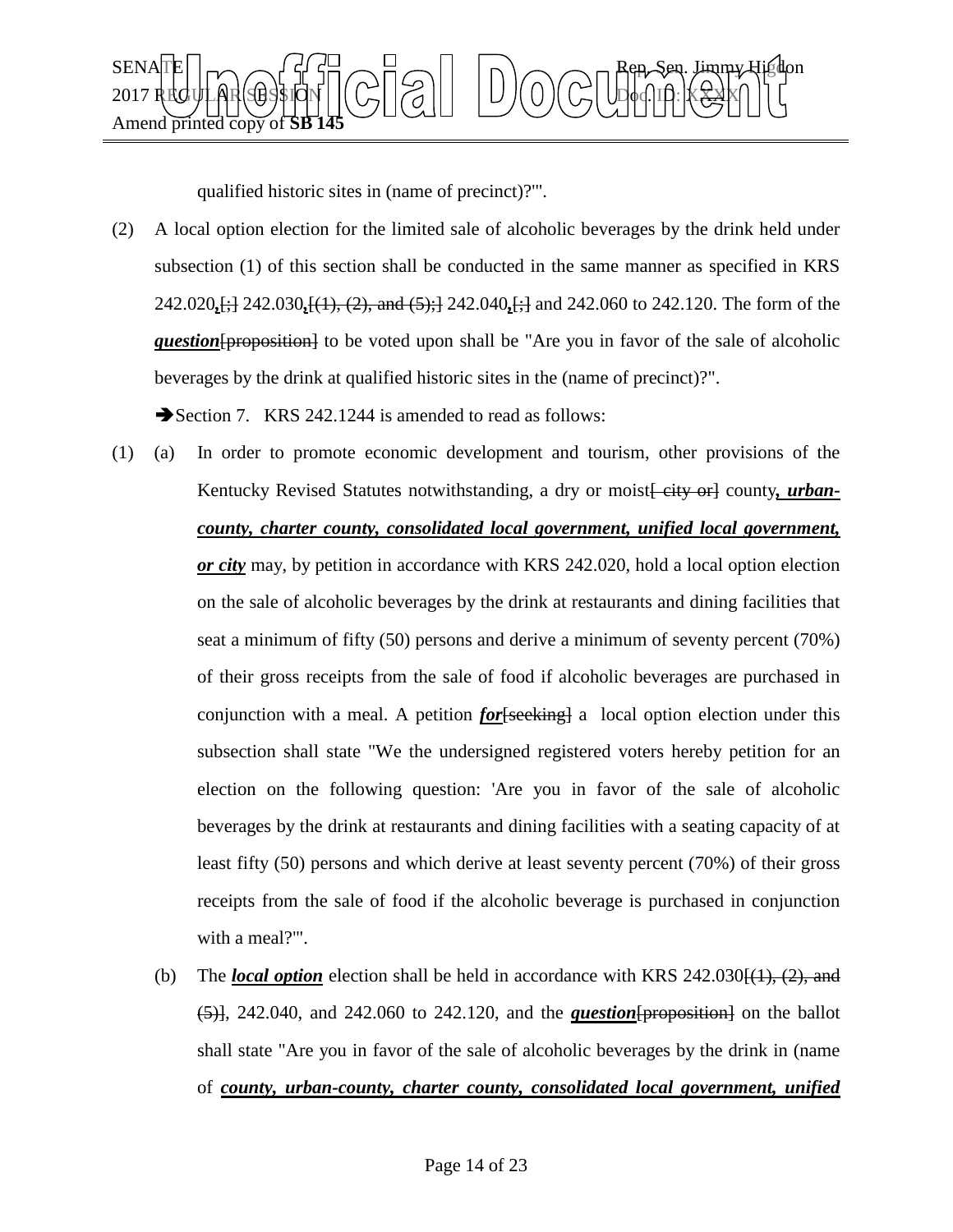qualified historic sites in (name of precinct)?'".

(2) A local option election for the limited sale of alcoholic beverages by the drink held under subsection (1) of this section shall be conducted in the same manner as specified in KRS 242.020**,**[;] 242.030**,**[(1), (2), and (5);] 242.040**,**[;] and 242.060 to 242.120. The form of the ***question***[proposition] to be voted upon shall be "Are you in favor of the sale of alcoholic beverages by the drink at qualified historic sites in the (name of precinct)?".

➔Section 7. KRS 242.1244 is amended to read as follows:

(1) (a) In order to promote economic development and tourism, other provisions of the Kentucky Revised Statutes notwithstanding, a dry or moist[ city or] county***, urban-county, charter county, consolidated local government, unified local government, or city*** may, by petition in accordance with KRS 242.020, hold a local option election on the sale of alcoholic beverages by the drink at restaurants and dining facilities that seat a minimum of fifty (50) persons and derive a minimum of seventy percent (70%) of their gross receipts from the sale of food if alcoholic beverages are purchased in conjunction with a meal. A petition ***for***[seeking] a local option election under this subsection shall state "We the undersigned registered voters hereby petition for an election on the following question: 'Are you in favor of the sale of alcoholic beverages by the drink at restaurants and dining facilities with a seating capacity of at least fifty (50) persons and which derive at least seventy percent (70%) of their gross receipts from the sale of food if the alcoholic beverage is purchased in conjunction with a meal?'".

(b) The ***local option*** election shall be held in accordance with KRS 242.030[(1), (2), and (5)], 242.040, and 242.060 to 242.120, and the ***question***[proposition] on the ballot shall state "Are you in favor of the sale of alcoholic beverages by the drink in (name of ***county, urban-county, charter county, consolidated local government, unified***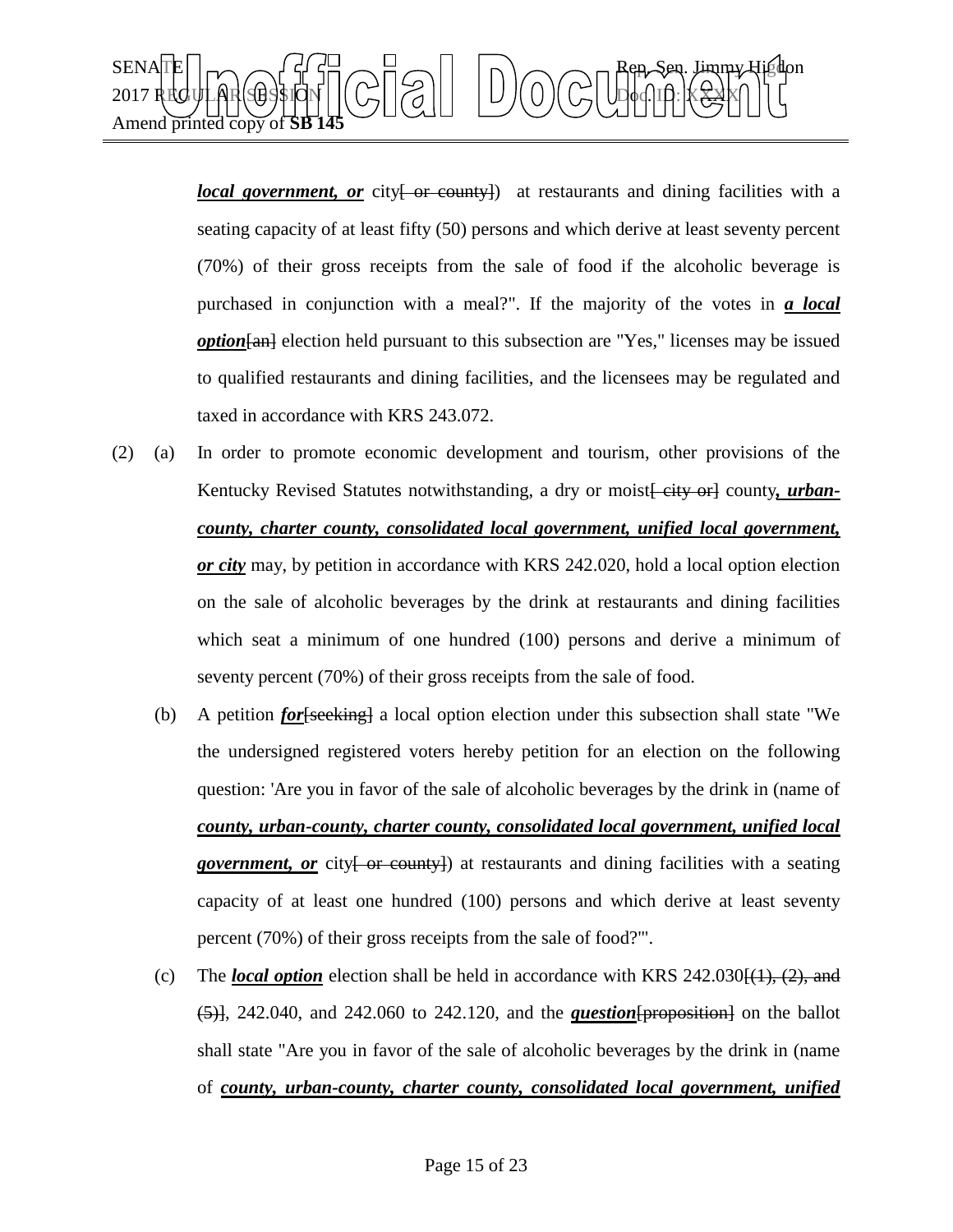***local government, or*** city[ or county]) at restaurants and dining facilities with a seating capacity of at least fifty (50) persons and which derive at least seventy percent (70%) of their gross receipts from the sale of food if the alcoholic beverage is purchased in conjunction with a meal?". If the majority of the votes in ***a local option***[an] election held pursuant to this subsection are "Yes," licenses may be issued to qualified restaurants and dining facilities, and the licensees may be regulated and taxed in accordance with KRS 243.072.

(2) (a) In order to promote economic development and tourism, other provisions of the Kentucky Revised Statutes notwithstanding, a dry or moist[ city or] county***, urban-county, charter county, consolidated local government, unified local government, or city*** may, by petition in accordance with KRS 242.020, hold a local option election on the sale of alcoholic beverages by the drink at restaurants and dining facilities which seat a minimum of one hundred (100) persons and derive a minimum of seventy percent (70%) of their gross receipts from the sale of food.

(b) A petition ***for***[seeking] a local option election under this subsection shall state "We the undersigned registered voters hereby petition for an election on the following question: 'Are you in favor of the sale of alcoholic beverages by the drink in (name of ***county, urban-county, charter county, consolidated local government, unified local government, or*** city[ or county]) at restaurants and dining facilities with a seating capacity of at least one hundred (100) persons and which derive at least seventy percent (70%) of their gross receipts from the sale of food?'".

(c) The ***local option*** election shall be held in accordance with KRS 242.030[(1), (2), and (5)], 242.040, and 242.060 to 242.120, and the ***question***[proposition] on the ballot shall state "Are you in favor of the sale of alcoholic beverages by the drink in (name of ***county, urban-county, charter county, consolidated local government, unified***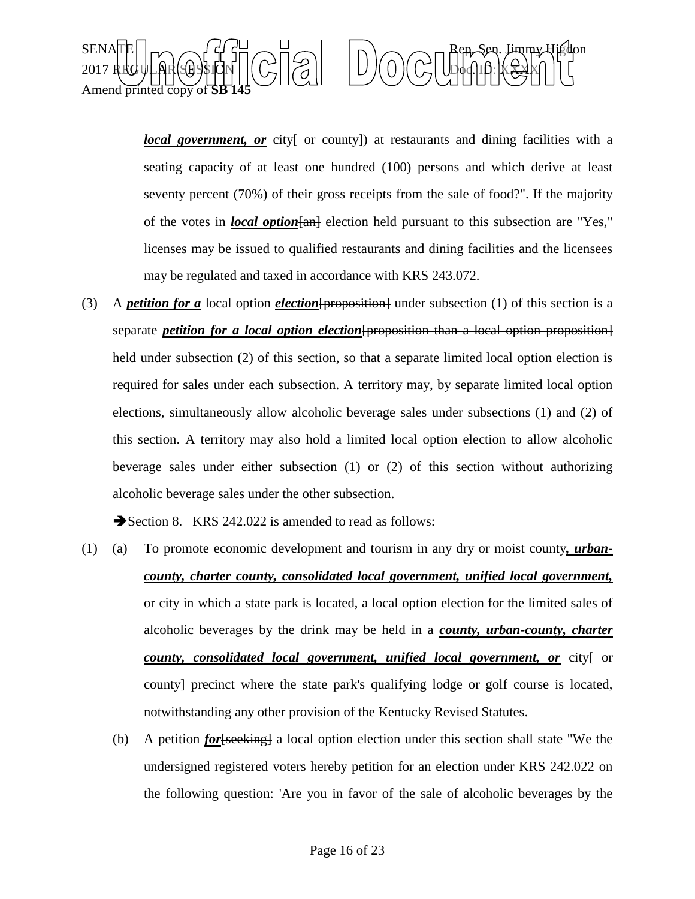***local government, or*** city[~~ or county~~]) at restaurants and dining facilities with a seating capacity of at least one hundred (100) persons and which derive at least seventy percent (70%) of their gross receipts from the sale of food?". If the majority of the votes in ***local option***[~~an~~] election held pursuant to this subsection are "Yes," licenses may be issued to qualified restaurants and dining facilities and the licensees may be regulated and taxed in accordance with KRS 243.072.

(3) A ***petition for a*** local option ***election***[~~proposition~~] under subsection (1) of this section is a separate ***petition for a local option election***[~~proposition than a local option proposition~~] held under subsection (2) of this section, so that a separate limited local option election is required for sales under each subsection. A territory may, by separate limited local option elections, simultaneously allow alcoholic beverage sales under subsections (1) and (2) of this section. A territory may also hold a limited local option election to allow alcoholic beverage sales under either subsection (1) or (2) of this section without authorizing alcoholic beverage sales under the other subsection.

➔Section 8. KRS 242.022 is amended to read as follows:

(1) (a) To promote economic development and tourism in any dry or moist county***, urban-county, charter county, consolidated local government, unified local government,*** or city in which a state park is located, a local option election for the limited sales of alcoholic beverages by the drink may be held in a ***county, urban-county, charter county, consolidated local government, unified local government, or*** city[~~ or county~~] precinct where the state park's qualifying lodge or golf course is located, notwithstanding any other provision of the Kentucky Revised Statutes.

(b) A petition ***for***[~~seeking~~] a local option election under this section shall state "We the undersigned registered voters hereby petition for an election under KRS 242.022 on the following question: 'Are you in favor of the sale of alcoholic beverages by the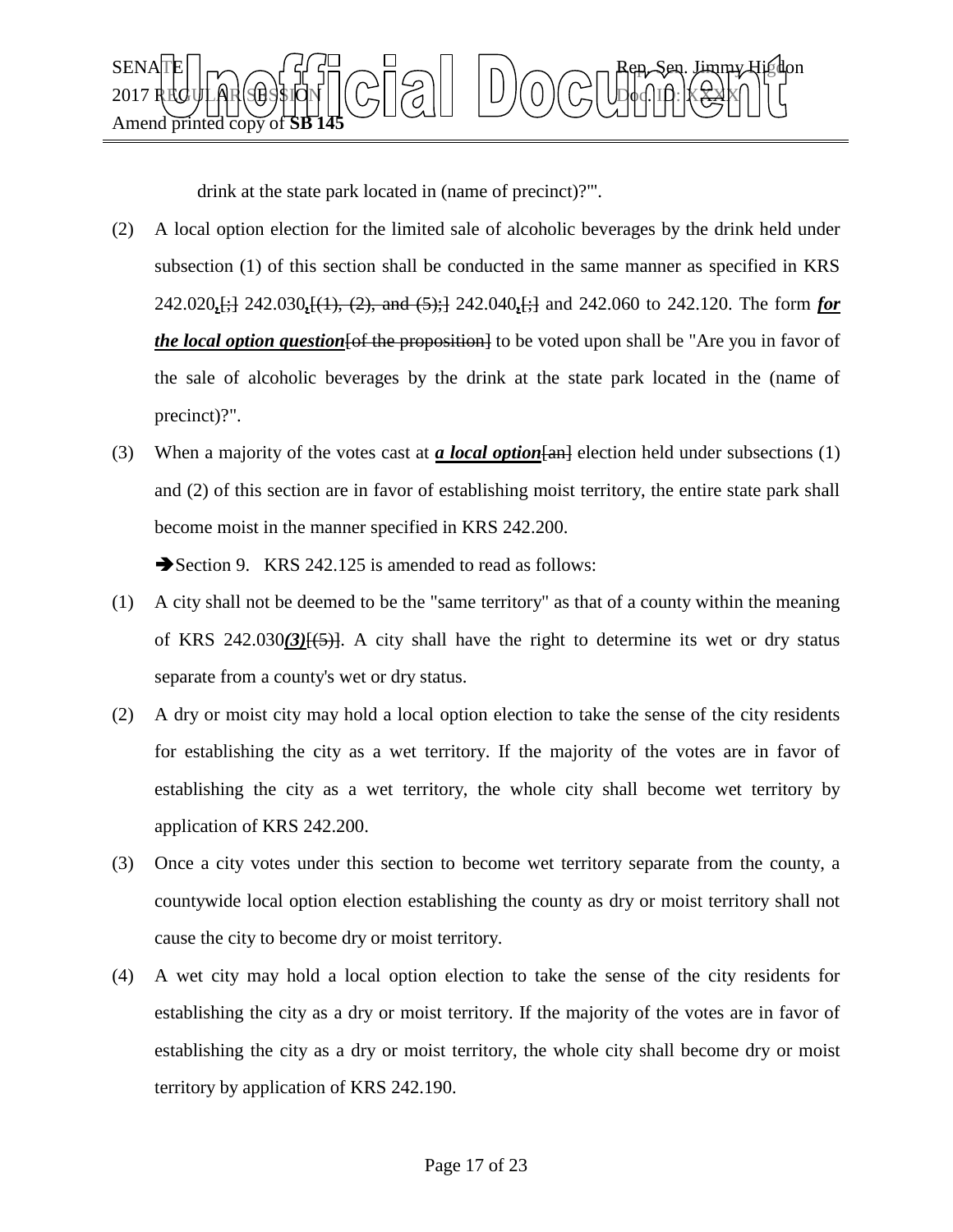drink at the state park located in (name of precinct)?"'.

(2) A local option election for the limited sale of alcoholic beverages by the drink held under subsection (1) of this section shall be conducted in the same manner as specified in KRS 242.020*,*[;] 242.030*,*[(1), (2), and (5);] 242.040*,*[;] and 242.060 to 242.120. The form ***for the local option question***[of the proposition] to be voted upon shall be "Are you in favor of the sale of alcoholic beverages by the drink at the state park located in the (name of precinct)?".

(3) When a majority of the votes cast at ***a local option***[an] election held under subsections (1) and (2) of this section are in favor of establishing moist territory, the entire state park shall become moist in the manner specified in KRS 242.200.

➔Section 9. KRS 242.125 is amended to read as follows:

(1) A city shall not be deemed to be the "same territory" as that of a county within the meaning of KRS 242.030***(3)***[(5)]. A city shall have the right to determine its wet or dry status separate from a county's wet or dry status.

(2) A dry or moist city may hold a local option election to take the sense of the city residents for establishing the city as a wet territory. If the majority of the votes are in favor of establishing the city as a wet territory, the whole city shall become wet territory by application of KRS 242.200.

(3) Once a city votes under this section to become wet territory separate from the county, a countywide local option election establishing the county as dry or moist territory shall not cause the city to become dry or moist territory.

(4) A wet city may hold a local option election to take the sense of the city residents for establishing the city as a dry or moist territory. If the majority of the votes are in favor of establishing the city as a dry or moist territory, the whole city shall become dry or moist territory by application of KRS 242.190.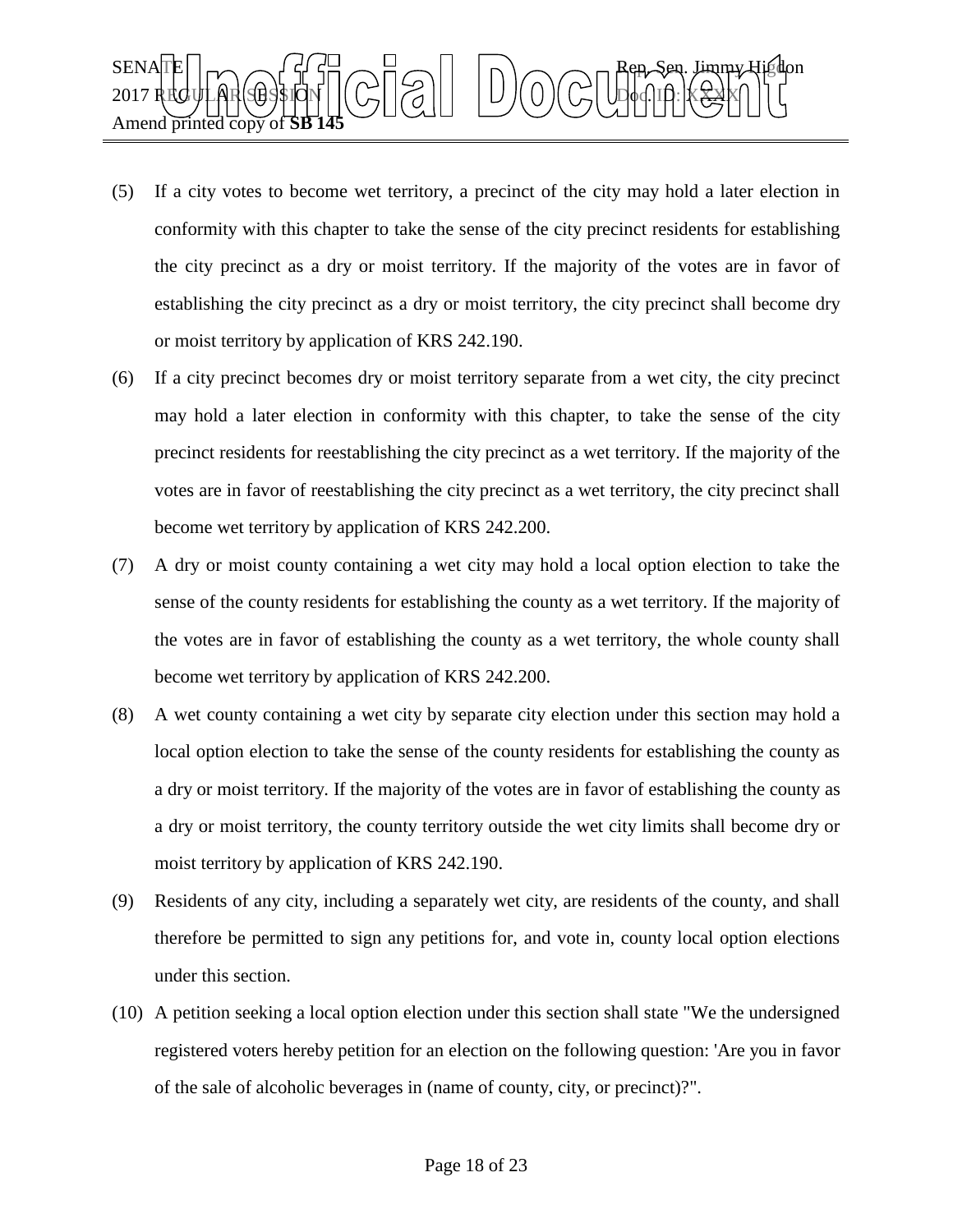(5) If a city votes to become wet territory, a precinct of the city may hold a later election in conformity with this chapter to take the sense of the city precinct residents for establishing the city precinct as a dry or moist territory. If the majority of the votes are in favor of establishing the city precinct as a dry or moist territory, the city precinct shall become dry or moist territory by application of KRS 242.190.

(6) If a city precinct becomes dry or moist territory separate from a wet city, the city precinct may hold a later election in conformity with this chapter, to take the sense of the city precinct residents for reestablishing the city precinct as a wet territory. If the majority of the votes are in favor of reestablishing the city precinct as a wet territory, the city precinct shall become wet territory by application of KRS 242.200.

(7) A dry or moist county containing a wet city may hold a local option election to take the sense of the county residents for establishing the county as a wet territory. If the majority of the votes are in favor of establishing the county as a wet territory, the whole county shall become wet territory by application of KRS 242.200.

(8) A wet county containing a wet city by separate city election under this section may hold a local option election to take the sense of the county residents for establishing the county as a dry or moist territory. If the majority of the votes are in favor of establishing the county as a dry or moist territory, the county territory outside the wet city limits shall become dry or moist territory by application of KRS 242.190.

(9) Residents of any city, including a separately wet city, are residents of the county, and shall therefore be permitted to sign any petitions for, and vote in, county local option elections under this section.

(10) A petition seeking a local option election under this section shall state "We the undersigned registered voters hereby petition for an election on the following question: 'Are you in favor of the sale of alcoholic beverages in (name of county, city, or precinct)?".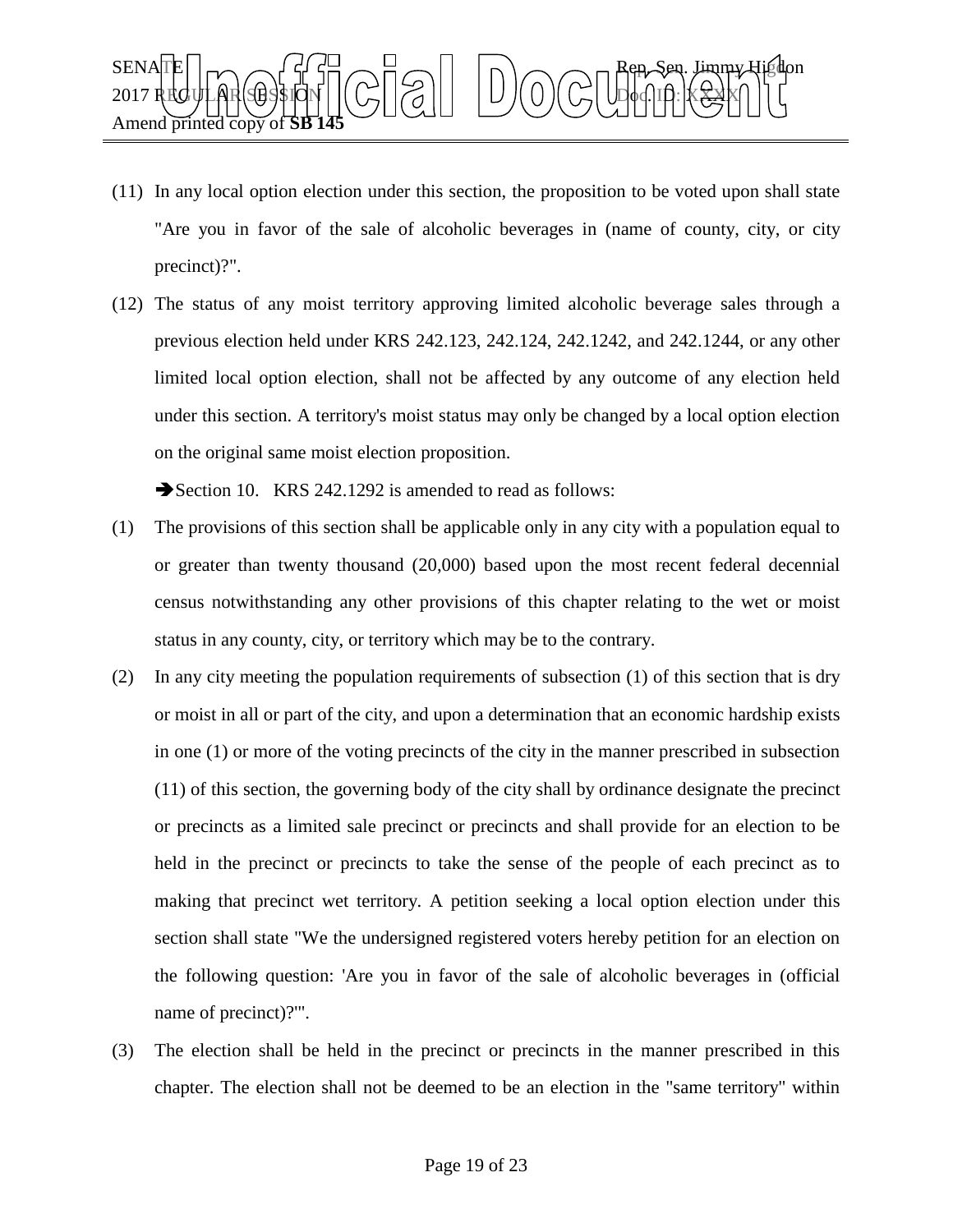(11) In any local option election under this section, the proposition to be voted upon shall state "Are you in favor of the sale of alcoholic beverages in (name of county, city, or city precinct)?".

(12) The status of any moist territory approving limited alcoholic beverage sales through a previous election held under KRS 242.123, 242.124, 242.1242, and 242.1244, or any other limited local option election, shall not be affected by any outcome of any election held under this section. A territory's moist status may only be changed by a local option election on the original same moist election proposition.

➔Section 10. KRS 242.1292 is amended to read as follows:

(1) The provisions of this section shall be applicable only in any city with a population equal to or greater than twenty thousand (20,000) based upon the most recent federal decennial census notwithstanding any other provisions of this chapter relating to the wet or moist status in any county, city, or territory which may be to the contrary.

(2) In any city meeting the population requirements of subsection (1) of this section that is dry or moist in all or part of the city, and upon a determination that an economic hardship exists in one (1) or more of the voting precincts of the city in the manner prescribed in subsection (11) of this section, the governing body of the city shall by ordinance designate the precinct or precincts as a limited sale precinct or precincts and shall provide for an election to be held in the precinct or precincts to take the sense of the people of each precinct as to making that precinct wet territory. A petition seeking a local option election under this section shall state "We the undersigned registered voters hereby petition for an election on the following question: 'Are you in favor of the sale of alcoholic beverages in (official name of precinct)?'".

(3) The election shall be held in the precinct or precincts in the manner prescribed in this chapter. The election shall not be deemed to be an election in the "same territory" within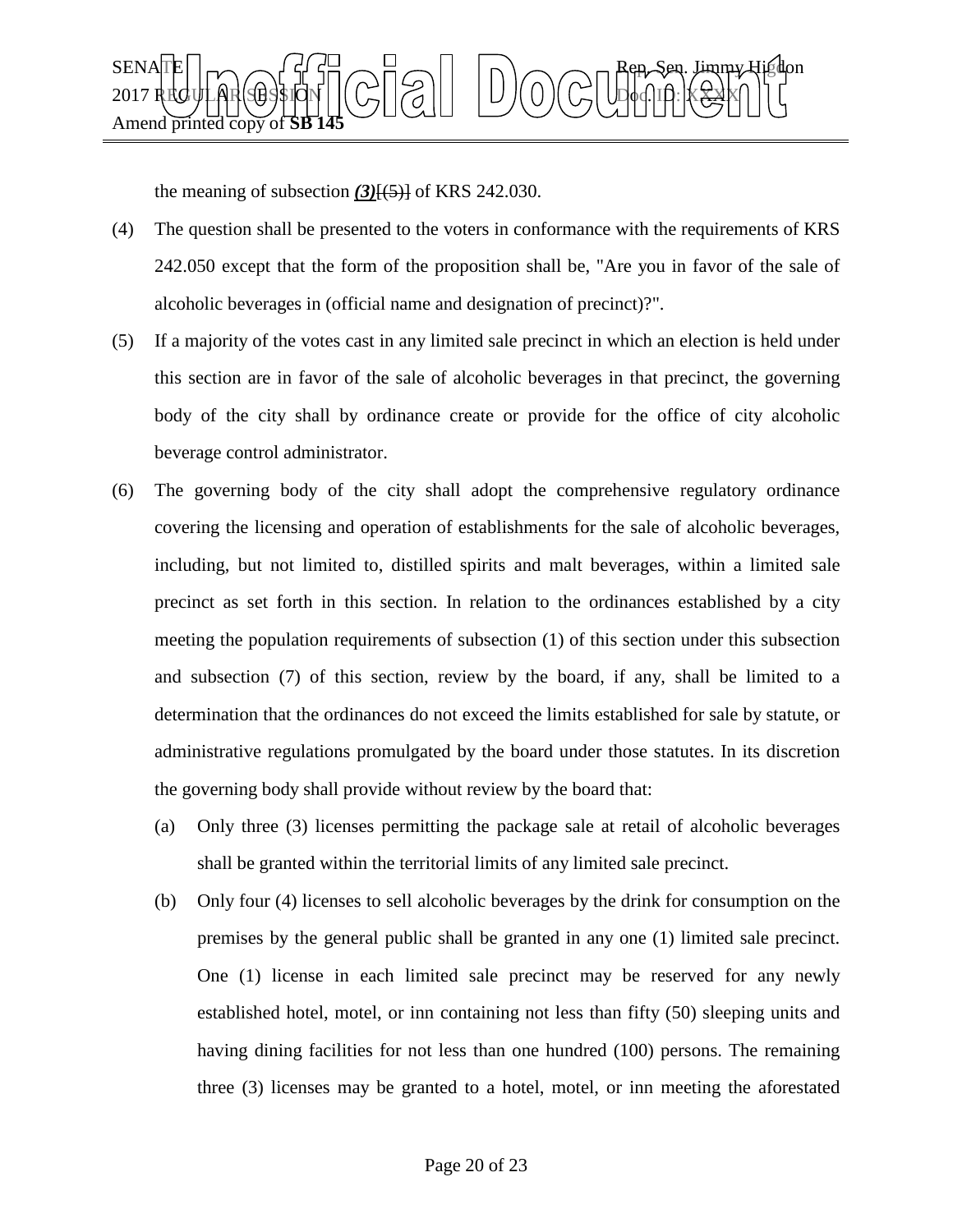the meaning of subsection ***(3)***~~[(5)]~~ of KRS 242.030.

(4) The question shall be presented to the voters in conformance with the requirements of KRS 242.050 except that the form of the proposition shall be, "Are you in favor of the sale of alcoholic beverages in (official name and designation of precinct)?".

(5) If a majority of the votes cast in any limited sale precinct in which an election is held under this section are in favor of the sale of alcoholic beverages in that precinct, the governing body of the city shall by ordinance create or provide for the office of city alcoholic beverage control administrator.

(6) The governing body of the city shall adopt the comprehensive regulatory ordinance covering the licensing and operation of establishments for the sale of alcoholic beverages, including, but not limited to, distilled spirits and malt beverages, within a limited sale precinct as set forth in this section. In relation to the ordinances established by a city meeting the population requirements of subsection (1) of this section under this subsection and subsection (7) of this section, review by the board, if any, shall be limited to a determination that the ordinances do not exceed the limits established for sale by statute, or administrative regulations promulgated by the board under those statutes. In its discretion the governing body shall provide without review by the board that:

(a) Only three (3) licenses permitting the package sale at retail of alcoholic beverages shall be granted within the territorial limits of any limited sale precinct.

(b) Only four (4) licenses to sell alcoholic beverages by the drink for consumption on the premises by the general public shall be granted in any one (1) limited sale precinct. One (1) license in each limited sale precinct may be reserved for any newly established hotel, motel, or inn containing not less than fifty (50) sleeping units and having dining facilities for not less than one hundred (100) persons. The remaining three (3) licenses may be granted to a hotel, motel, or inn meeting the aforestated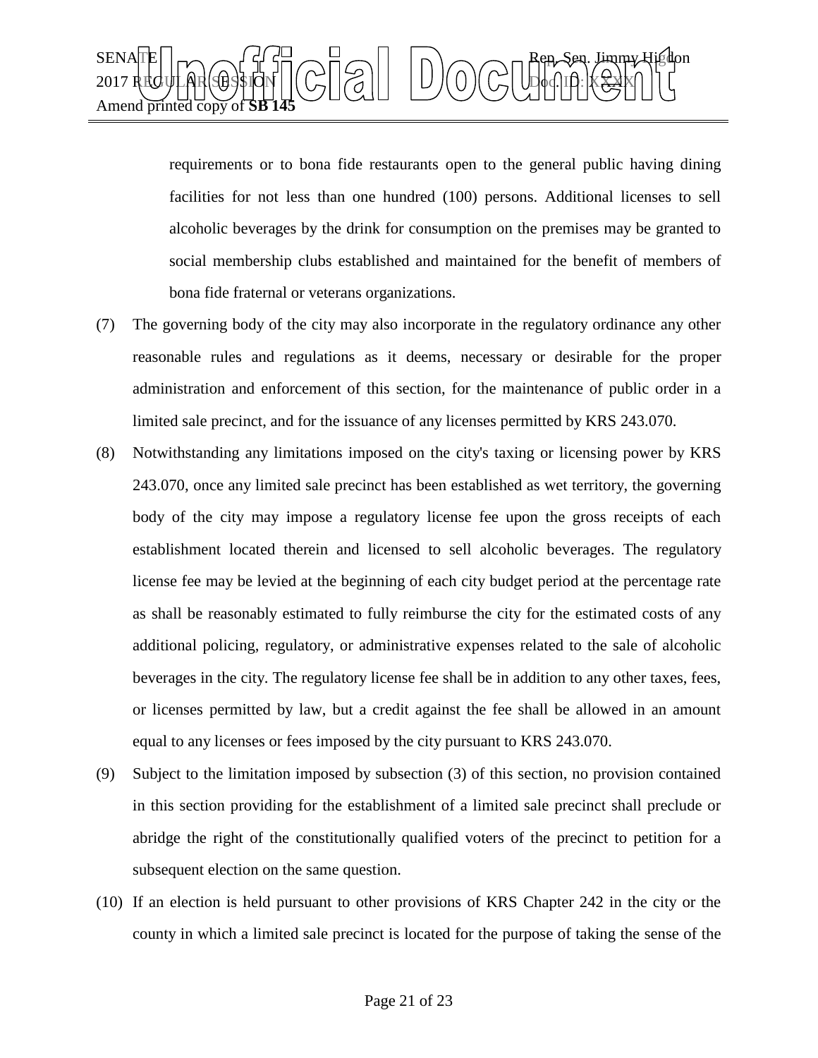requirements or to bona fide restaurants open to the general public having dining facilities for not less than one hundred (100) persons. Additional licenses to sell alcoholic beverages by the drink for consumption on the premises may be granted to social membership clubs established and maintained for the benefit of members of bona fide fraternal or veterans organizations.

(7) The governing body of the city may also incorporate in the regulatory ordinance any other reasonable rules and regulations as it deems, necessary or desirable for the proper administration and enforcement of this section, for the maintenance of public order in a limited sale precinct, and for the issuance of any licenses permitted by KRS 243.070.

(8) Notwithstanding any limitations imposed on the city's taxing or licensing power by KRS 243.070, once any limited sale precinct has been established as wet territory, the governing body of the city may impose a regulatory license fee upon the gross receipts of each establishment located therein and licensed to sell alcoholic beverages. The regulatory license fee may be levied at the beginning of each city budget period at the percentage rate as shall be reasonably estimated to fully reimburse the city for the estimated costs of any additional policing, regulatory, or administrative expenses related to the sale of alcoholic beverages in the city. The regulatory license fee shall be in addition to any other taxes, fees, or licenses permitted by law, but a credit against the fee shall be allowed in an amount equal to any licenses or fees imposed by the city pursuant to KRS 243.070.

(9) Subject to the limitation imposed by subsection (3) of this section, no provision contained in this section providing for the establishment of a limited sale precinct shall preclude or abridge the right of the constitutionally qualified voters of the precinct to petition for a subsequent election on the same question.

(10) If an election is held pursuant to other provisions of KRS Chapter 242 in the city or the county in which a limited sale precinct is located for the purpose of taking the sense of the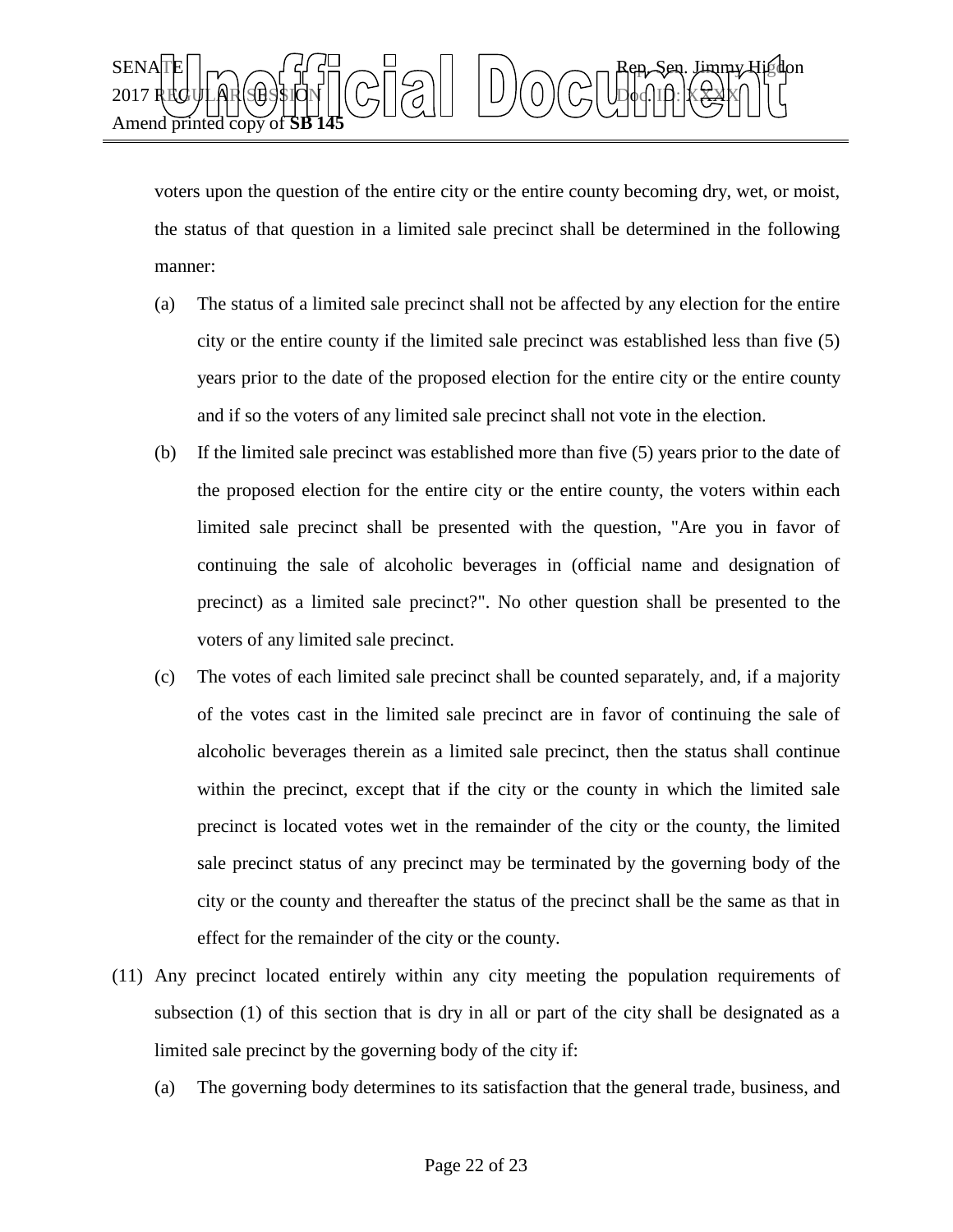voters upon the question of the entire city or the entire county becoming dry, wet, or moist, the status of that question in a limited sale precinct shall be determined in the following manner:

(a) The status of a limited sale precinct shall not be affected by any election for the entire city or the entire county if the limited sale precinct was established less than five (5) years prior to the date of the proposed election for the entire city or the entire county and if so the voters of any limited sale precinct shall not vote in the election.

(b) If the limited sale precinct was established more than five (5) years prior to the date of the proposed election for the entire city or the entire county, the voters within each limited sale precinct shall be presented with the question, "Are you in favor of continuing the sale of alcoholic beverages in (official name and designation of precinct) as a limited sale precinct?". No other question shall be presented to the voters of any limited sale precinct.

(c) The votes of each limited sale precinct shall be counted separately, and, if a majority of the votes cast in the limited sale precinct are in favor of continuing the sale of alcoholic beverages therein as a limited sale precinct, then the status shall continue within the precinct, except that if the city or the county in which the limited sale precinct is located votes wet in the remainder of the city or the county, the limited sale precinct status of any precinct may be terminated by the governing body of the city or the county and thereafter the status of the precinct shall be the same as that in effect for the remainder of the city or the county.

(11) Any precinct located entirely within any city meeting the population requirements of subsection (1) of this section that is dry in all or part of the city shall be designated as a limited sale precinct by the governing body of the city if:

(a) The governing body determines to its satisfaction that the general trade, business, and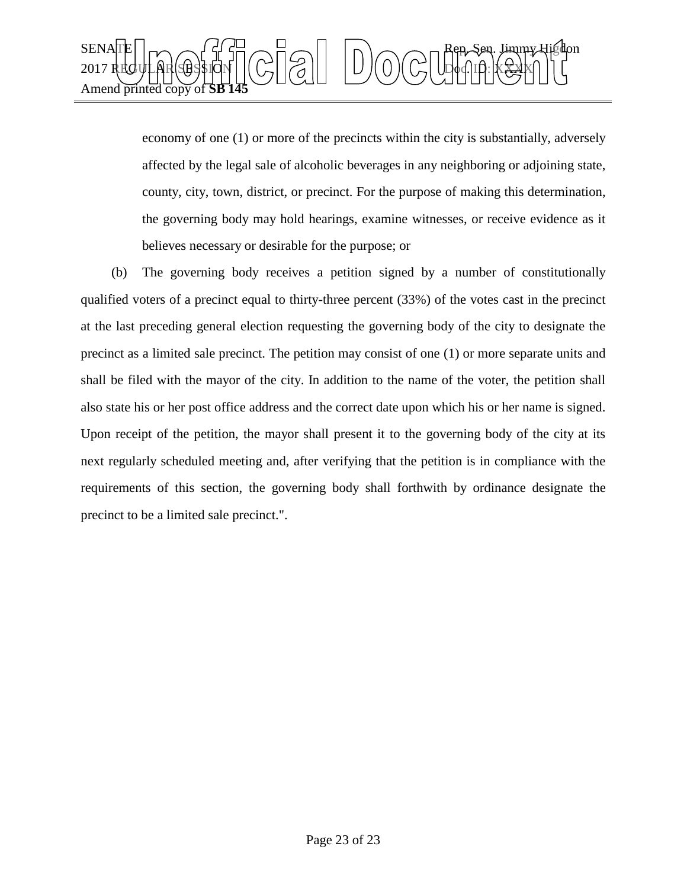economy of one (1) or more of the precincts within the city is substantially, adversely affected by the legal sale of alcoholic beverages in any neighboring or adjoining state, county, city, town, district, or precinct. For the purpose of making this determination, the governing body may hold hearings, examine witnesses, or receive evidence as it believes necessary or desirable for the purpose; or

(b) The governing body receives a petition signed by a number of constitutionally qualified voters of a precinct equal to thirty-three percent (33%) of the votes cast in the precinct at the last preceding general election requesting the governing body of the city to designate the precinct as a limited sale precinct. The petition may consist of one (1) or more separate units and shall be filed with the mayor of the city. In addition to the name of the voter, the petition shall also state his or her post office address and the correct date upon which his or her name is signed. Upon receipt of the petition, the mayor shall present it to the governing body of the city at its next regularly scheduled meeting and, after verifying that the petition is in compliance with the requirements of this section, the governing body shall forthwith by ordinance designate the precinct to be a limited sale precinct.".